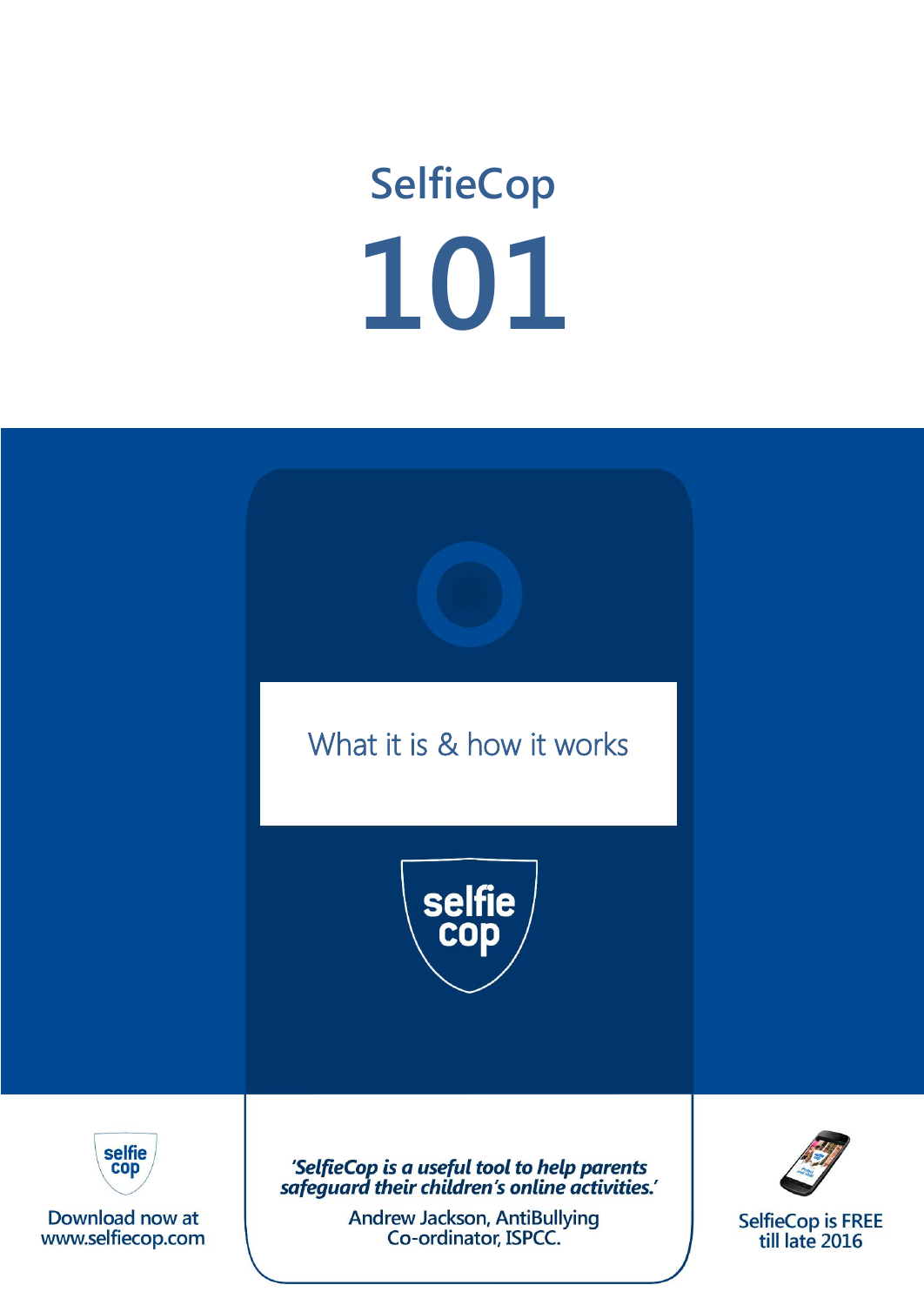# SelfieCop

# 101

What it is & how it works

selfie cop

selfie cop

Download now at www.selfiecop.com

*'SelfieCop is a useful tool to help parents safeguard their children's online activities.'*

Andrew Jackson, AntiBullying Co-ordinator, ISPCC.

SelfieCop is FREE till late 2016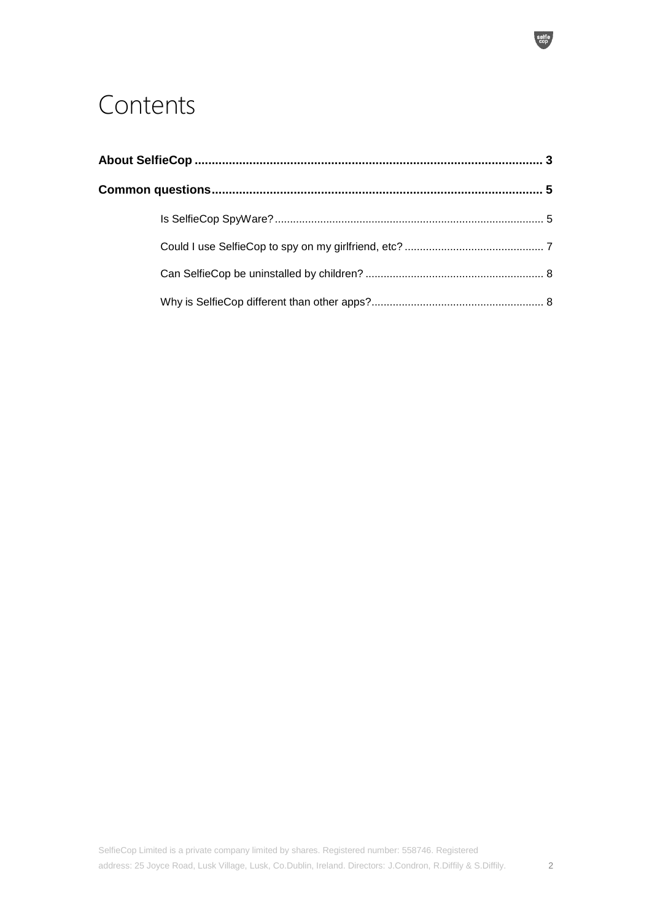# Contents

**About SelfieCop** .......... 3

**Common questions** .......... 5

- Is SelfieCop SpyWare? .......... 5
- Could I use SelfieCop to spy on my girlfriend, etc? .......... 7
- Can SelfieCop be uninstalled by children? .......... 8
- Why is SelfieCop different than other apps? .......... 8

SelfieCop Limited is a private company limited by shares. Registered number: 558746. Registered address: 25 Joyce Road, Lusk Village, Lusk, Co.Dublin, Ireland. Directors: J.Condron, R.Diffily & S.Diffily.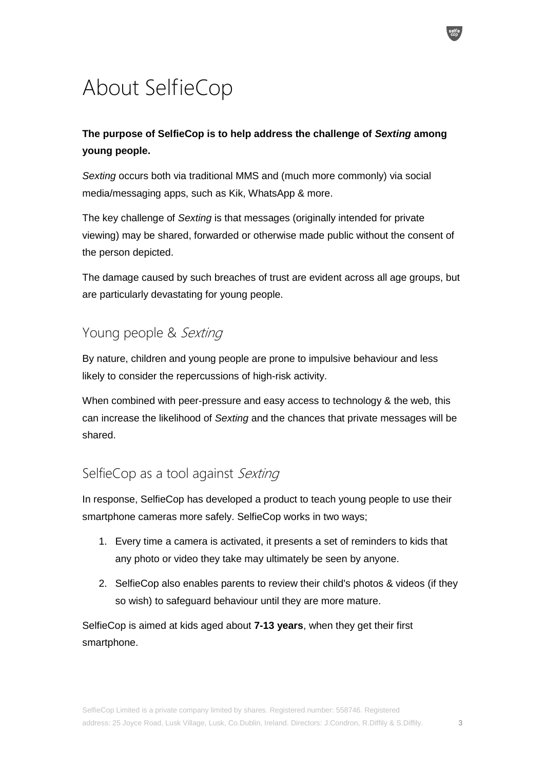# About SelfieCop

**The purpose of SelfieCop is to help address the challenge of *Sexting* among young people.**

*Sexting* occurs both via traditional MMS and (much more commonly) via social media/messaging apps, such as Kik, WhatsApp & more.

The key challenge of *Sexting* is that messages (originally intended for private viewing) may be shared, forwarded or otherwise made public without the consent of the person depicted.

The damage caused by such breaches of trust are evident across all age groups, but are particularly devastating for young people.

## Young people & *Sexting*

By nature, children and young people are prone to impulsive behaviour and less likely to consider the repercussions of high-risk activity.

When combined with peer-pressure and easy access to technology & the web, this can increase the likelihood of *Sexting* and the chances that private messages will be shared.

## SelfieCop as a tool against *Sexting*

In response, SelfieCop has developed a product to teach young people to use their smartphone cameras more safely. SelfieCop works in two ways;

1. Every time a camera is activated, it presents a set of reminders to kids that any photo or video they take may ultimately be seen by anyone.
2. SelfieCop also enables parents to review their child's photos & videos (if they so wish) to safeguard behaviour until they are more mature.

SelfieCop is aimed at kids aged about **7-13 years**, when they get their first smartphone.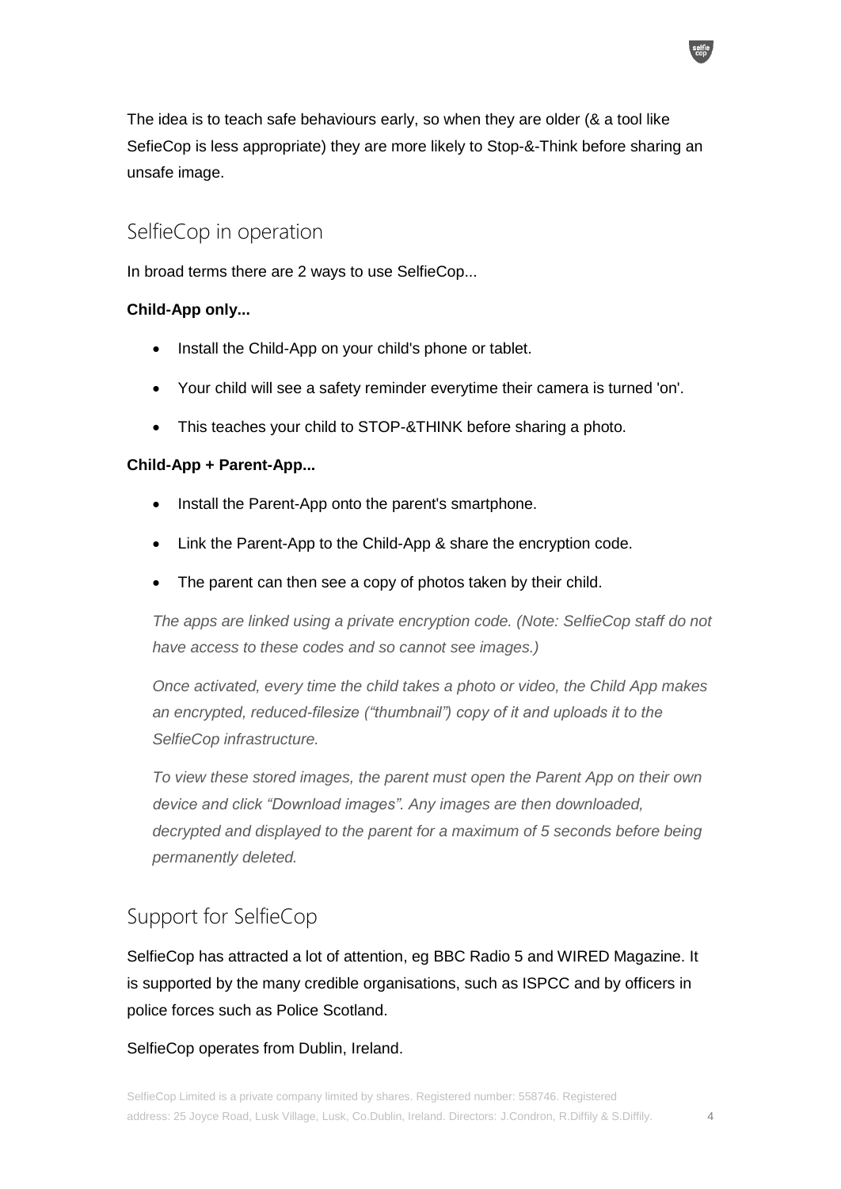The idea is to teach safe behaviours early, so when they are older (& a tool like SefieCop is less appropriate) they are more likely to Stop-&-Think before sharing an unsafe image.

## SelfieCop in operation

In broad terms there are 2 ways to use SelfieCop...

**Child-App only...**

- Install the Child-App on your child's phone or tablet.
- Your child will see a safety reminder everytime their camera is turned 'on'.
- This teaches your child to STOP-&THINK before sharing a photo.

**Child-App + Parent-App...**

- Install the Parent-App onto the parent's smartphone.
- Link the Parent-App to the Child-App & share the encryption code.
- The parent can then see a copy of photos taken by their child.

*The apps are linked using a private encryption code. (Note: SelfieCop staff do not have access to these codes and so cannot see images.)*

*Once activated, every time the child takes a photo or video, the Child App makes an encrypted, reduced-filesize ("thumbnail") copy of it and uploads it to the SelfieCop infrastructure.*

*To view these stored images, the parent must open the Parent App on their own device and click "Download images". Any images are then downloaded, decrypted and displayed to the parent for a maximum of 5 seconds before being permanently deleted.*

## Support for SelfieCop

SelfieCop has attracted a lot of attention, eg BBC Radio 5 and WIRED Magazine. It is supported by the many credible organisations, such as ISPCC and by officers in police forces such as Police Scotland.

SelfieCop operates from Dublin, Ireland.

SelfieCop Limited is a private company limited by shares. Registered number: 558746. Registered address: 25 Joyce Road, Lusk Village, Lusk, Co.Dublin, Ireland. Directors: J.Condron, R.Diffily & S.Diffily.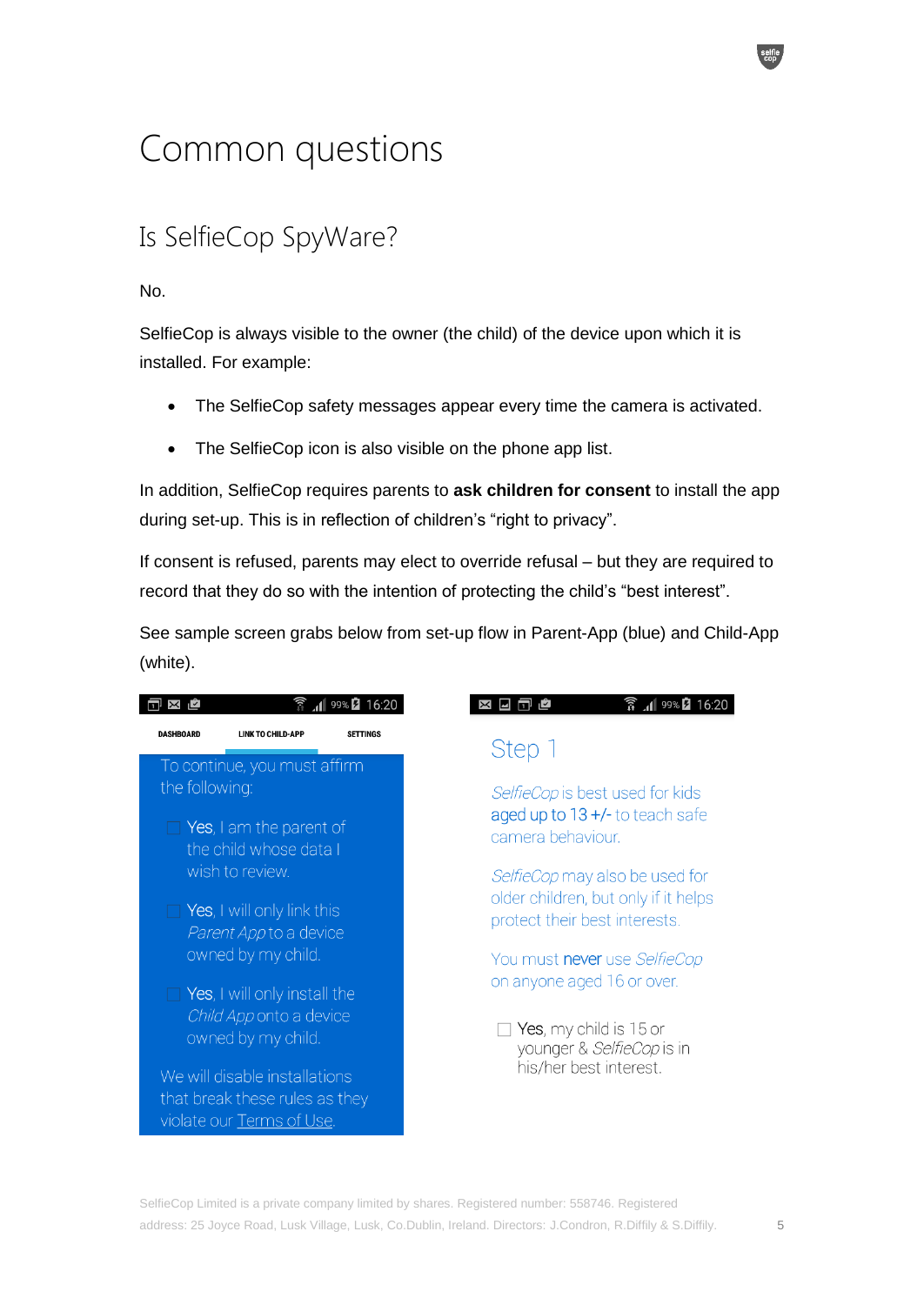# Common questions

## Is SelfieCop SpyWare?

No.

SelfieCop is always visible to the owner (the child) of the device upon which it is installed. For example:

- The SelfieCop safety messages appear every time the camera is activated.
- The SelfieCop icon is also visible on the phone app list.

In addition, SelfieCop requires parents to **ask children for consent** to install the app during set-up. This is in reflection of children's "right to privacy".

If consent is refused, parents may elect to override refusal – but they are required to record that they do so with the intention of protecting the child's "best interest".

See sample screen grabs below from set-up flow in Parent-App (blue) and Child-App (white).

DASHBOARD LINK TO CHILD-APP SETTINGS

To continue, you must affirm the following:

- ☐ Yes, I am the parent of the child whose data I wish to review.
- ☐ Yes, I will only link this *Parent App* to a device owned by my child.
- ☐ Yes, I will only install the *Child App* onto a device owned by my child.

We will disable installations that break these rules as they violate our Terms of Use.

Step 1

*SelfieCop* is best used for kids aged up to 13 +/- to teach safe camera behaviour.

*SelfieCop* may also be used for older children, but only if it helps protect their best interests.

You must never use *SelfieCop* on anyone aged 16 or over.

☐ Yes, my child is 15 or younger & *SelfieCop* is in his/her best interest.

SelfieCop Limited is a private company limited by shares. Registered number: 558746. Registered address: 25 Joyce Road, Lusk Village, Lusk, Co.Dublin, Ireland. Directors: J.Condron, R.Diffily & S.Diffily.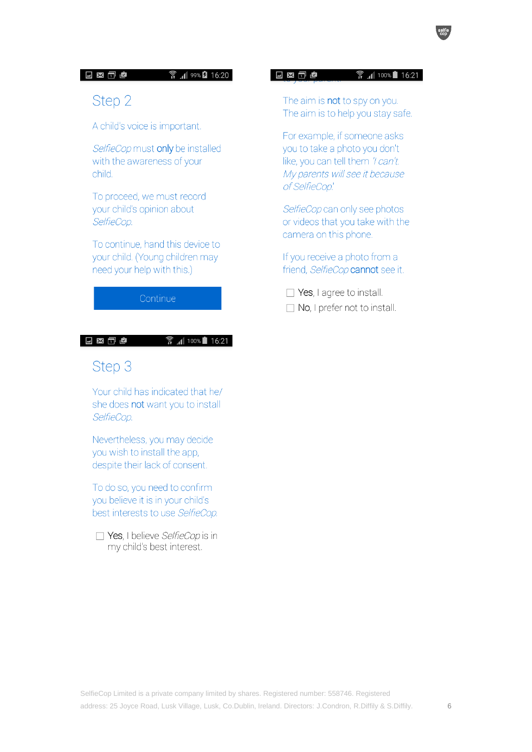## Step 2

A child's voice is important.

*SelfieCop* must **only** be installed with the awareness of your child.

To proceed, we must record your child's opinion about *SelfieCop*.

To continue, hand this device to your child. (Young children may need your help with this.)

Continue

## Step 3

Your child has indicated that he/she does **not** want you to install *SelfieCop*.

Nevertheless, you may decide you wish to install the app, despite their lack of consent.

To do so, you need to confirm you believe it is in your child's best interests to use *SelfieCop*.

☐ **Yes**, I believe *SelfieCop* is in my child's best interest.

The aim is **not** to spy on you. The aim is to help you stay safe.

For example, if someone asks you to take a photo you don't like, you can tell them *'I can't. My parents will see it because of SelfieCop.'*

*SelfieCop* can only see photos or videos that you take with the camera on this phone.

If you receive a photo from a friend, *SelfieCop* **cannot** see it.

☐ **Yes**, I agree to install.

☐ **No**, I prefer not to install.

SelfieCop Limited is a private company limited by shares. Registered number: 558746. Registered address: 25 Joyce Road, Lusk Village, Lusk, Co.Dublin, Ireland. Directors: J.Condron, R.Diffily & S.Diffily.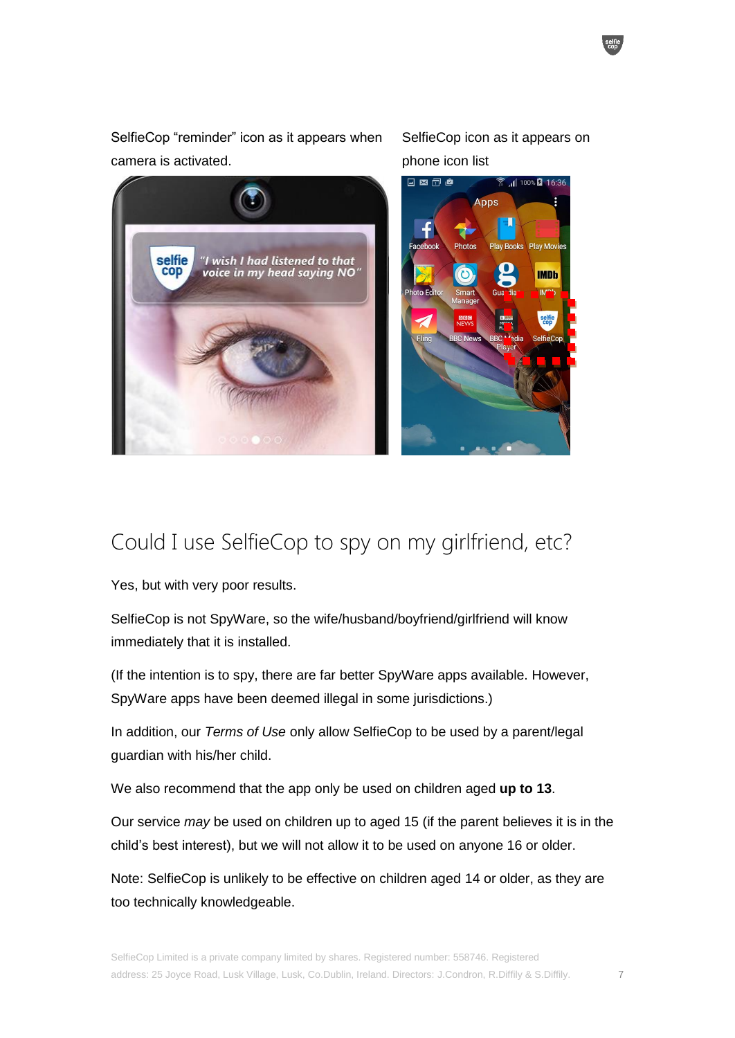SelfieCop "reminder" icon as it appears when camera is activated.

SelfieCop icon as it appears on phone icon list

## Could I use SelfieCop to spy on my girlfriend, etc?

Yes, but with very poor results.

SelfieCop is not SpyWare, so the wife/husband/boyfriend/girlfriend will know immediately that it is installed.

(If the intention is to spy, there are far better SpyWare apps available. However, SpyWare apps have been deemed illegal in some jurisdictions.)

In addition, our *Terms of Use* only allow SelfieCop to be used by a parent/legal guardian with his/her child.

We also recommend that the app only be used on children aged **up to 13**.

Our service *may* be used on children up to aged 15 (if the parent believes it is in the child's best interest), but we will not allow it to be used on anyone 16 or older.

Note: SelfieCop is unlikely to be effective on children aged 14 or older, as they are too technically knowledgeable.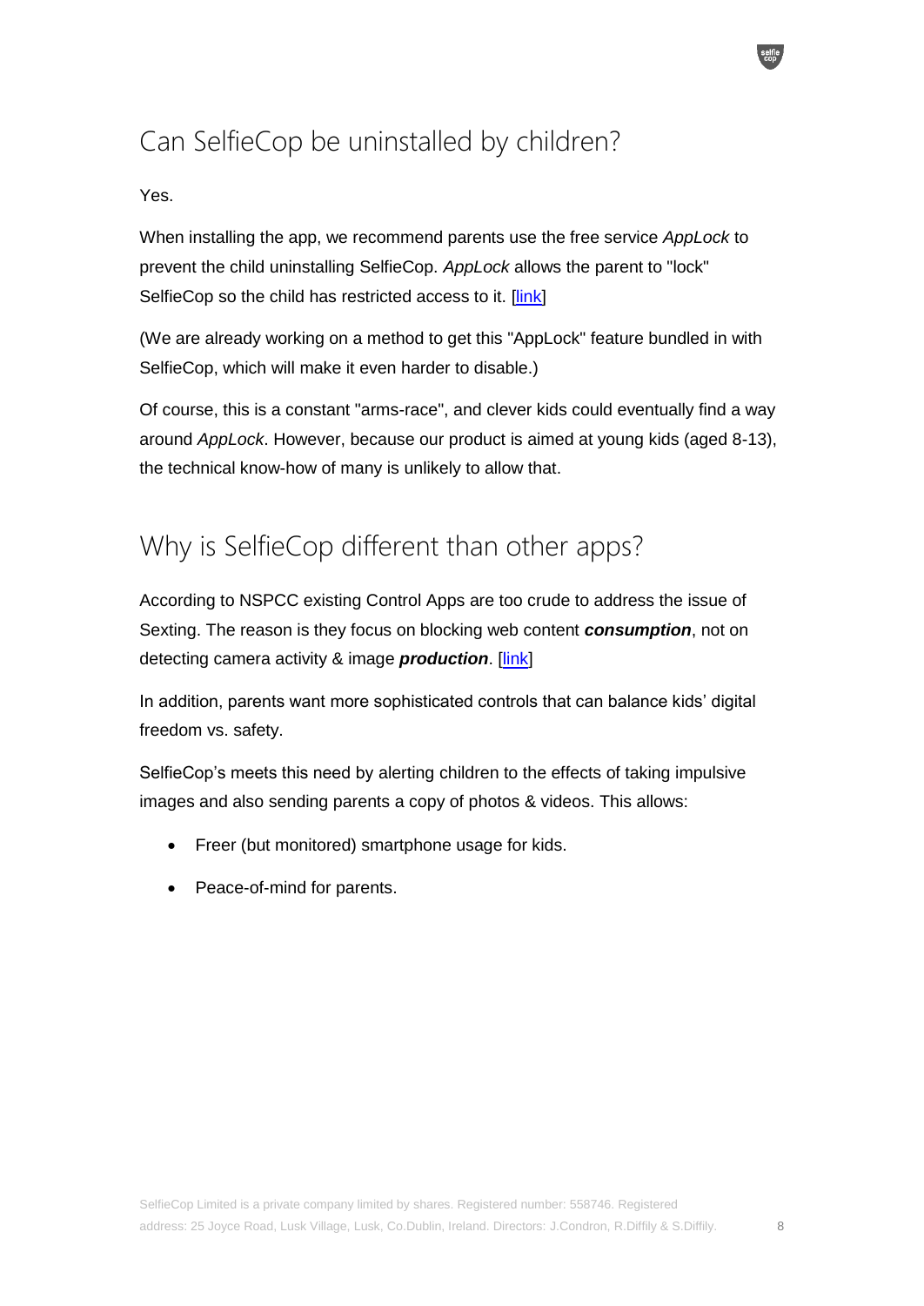## Can SelfieCop be uninstalled by children?

Yes.

When installing the app, we recommend parents use the free service *AppLock* to prevent the child uninstalling SelfieCop. *AppLock* allows the parent to "lock" SelfieCop so the child has restricted access to it. [link]

(We are already working on a method to get this "AppLock" feature bundled in with SelfieCop, which will make it even harder to disable.)

Of course, this is a constant "arms-race", and clever kids could eventually find a way around *AppLock*. However, because our product is aimed at young kids (aged 8-13), the technical know-how of many is unlikely to allow that.

## Why is SelfieCop different than other apps?

According to NSPCC existing Control Apps are too crude to address the issue of Sexting. The reason is they focus on blocking web content ***consumption***, not on detecting camera activity & image ***production***. [link]

In addition, parents want more sophisticated controls that can balance kids' digital freedom vs. safety.

SelfieCop's meets this need by alerting children to the effects of taking impulsive images and also sending parents a copy of photos & videos. This allows:

- Freer (but monitored) smartphone usage for kids.
- Peace-of-mind for parents.

SelfieCop Limited is a private company limited by shares. Registered number: 558746. Registered address: 25 Joyce Road, Lusk Village, Lusk, Co.Dublin, Ireland. Directors: J.Condron, R.Diffily & S.Diffily.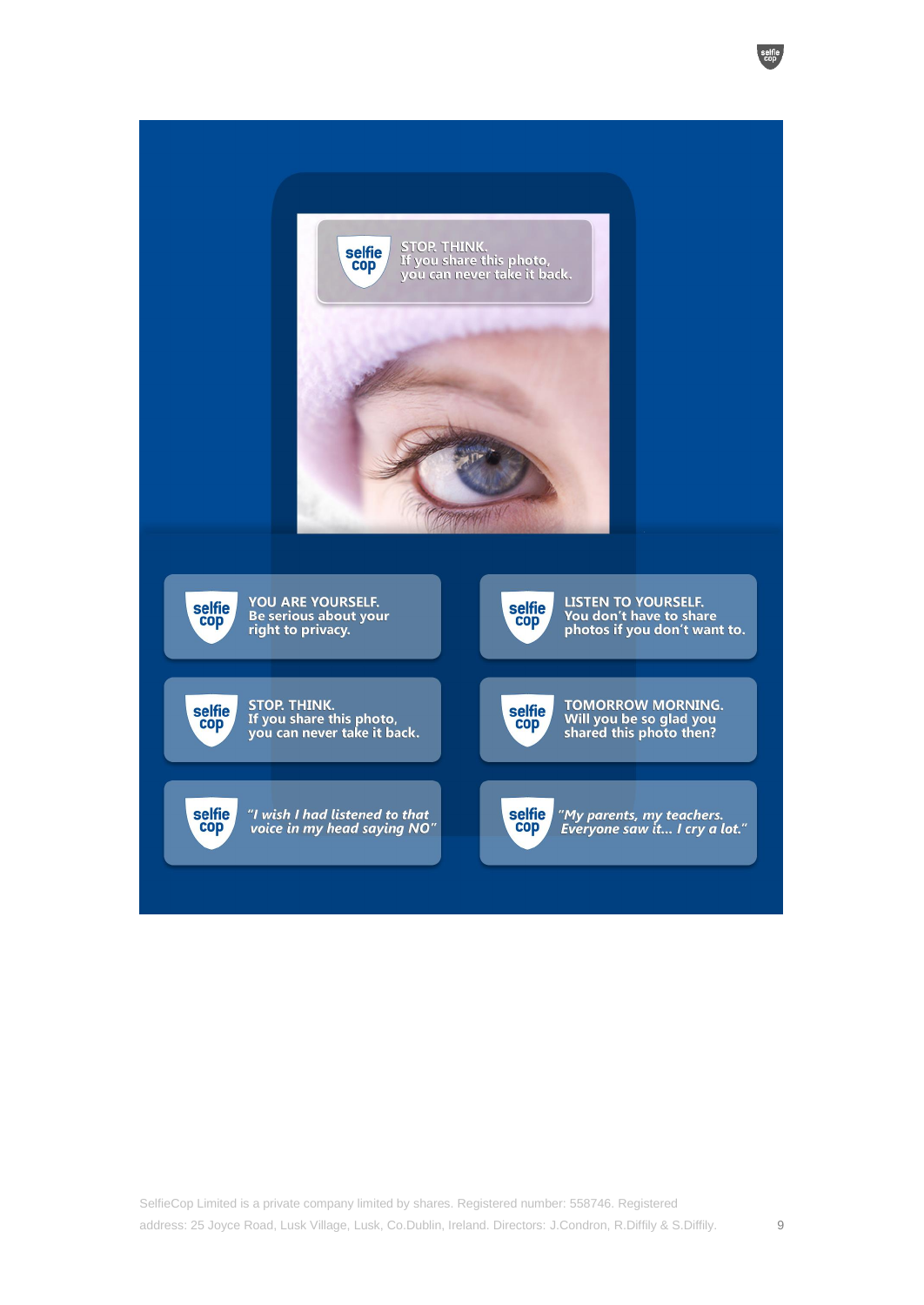selfie cop

STOP. THINK.
If you share this photo, you can never take it back.

selfie cop

YOU ARE YOURSELF.
Be serious about your right to privacy.

selfie cop

LISTEN TO YOURSELF.
You don't have to share photos if you don't want to.

selfie cop

STOP. THINK.
If you share this photo, you can never take it back.

selfie cop

TOMORROW MORNING.
Will you be so glad you shared this photo then?

selfie cop

*"I wish I had listened to that voice in my head saying NO"*

selfie cop

*"My parents, my teachers. Everyone saw it... I cry a lot."*

SelfieCop Limited is a private company limited by shares. Registered number: 558746. Registered address: 25 Joyce Road, Lusk Village, Lusk, Co.Dublin, Ireland. Directors: J.Condron, R.Diffily & S.Diffily.